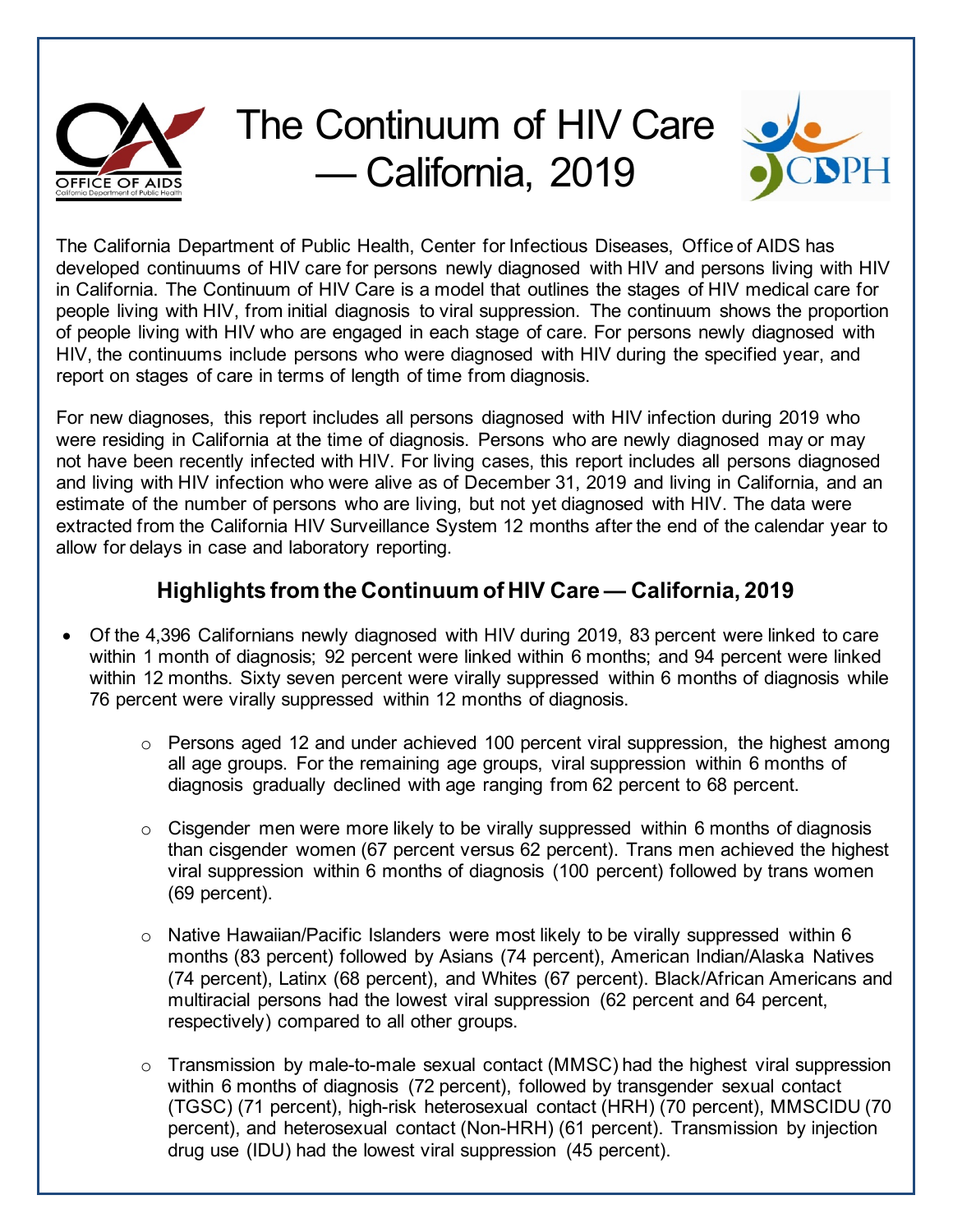# The Continuum of HIV Care — California, 2019

The California Department of Public Health, Center for Infectious Diseases, Office of AIDS has developed continuums of HIV care for persons newly diagnosed with HIV and persons living with HIV in California. The Continuum of HIV Care is a model that outlines the stages of HIV medical care for people living with HIV, from initial diagnosis to viral suppression. The continuum shows the proportion of people living with HIV who are engaged in each stage of care. For persons newly diagnosed with HIV, the continuums include persons who were diagnosed with HIV during the specified year, and report on stages of care in terms of length of time from diagnosis.

For new diagnoses, this report includes all persons diagnosed with HIV infection during 2019 who were residing in California at the time of diagnosis. Persons who are newly diagnosed may or may not have been recently infected with HIV. For living cases, this report includes all persons diagnosed and living with HIV infection who were alive as of December 31, 2019 and living in California, and an estimate of the number of persons who are living, but not yet diagnosed with HIV. The data were extracted from the California HIV Surveillance System 12 months after the end of the calendar year to allow for delays in case and laboratory reporting.

## Highlights from the Continuum of HIV Care — California, 2019

- Of the 4,396 Californians newly diagnosed with HIV during 2019, 83 percent were linked to care within 1 month of diagnosis; 92 percent were linked within 6 months; and 94 percent were linked within 12 months. Sixty seven percent were virally suppressed within 6 months of diagnosis while 76 percent were virally suppressed within 12 months of diagnosis.
  - Persons aged 12 and under achieved 100 percent viral suppression, the highest among all age groups. For the remaining age groups, viral suppression within 6 months of diagnosis gradually declined with age ranging from 62 percent to 68 percent.
  - Cisgender men were more likely to be virally suppressed within 6 months of diagnosis than cisgender women (67 percent versus 62 percent). Trans men achieved the highest viral suppression within 6 months of diagnosis (100 percent) followed by trans women (69 percent).
  - Native Hawaiian/Pacific Islanders were most likely to be virally suppressed within 6 months (83 percent) followed by Asians (74 percent), American Indian/Alaska Natives (74 percent), Latinx (68 percent), and Whites (67 percent). Black/African Americans and multiracial persons had the lowest viral suppression (62 percent and 64 percent, respectively) compared to all other groups.
  - Transmission by male-to-male sexual contact (MMSC) had the highest viral suppression within 6 months of diagnosis (72 percent), followed by transgender sexual contact (TGSC) (71 percent), high-risk heterosexual contact (HRH) (70 percent), MMSCIDU (70 percent), and heterosexual contact (Non-HRH) (61 percent). Transmission by injection drug use (IDU) had the lowest viral suppression (45 percent).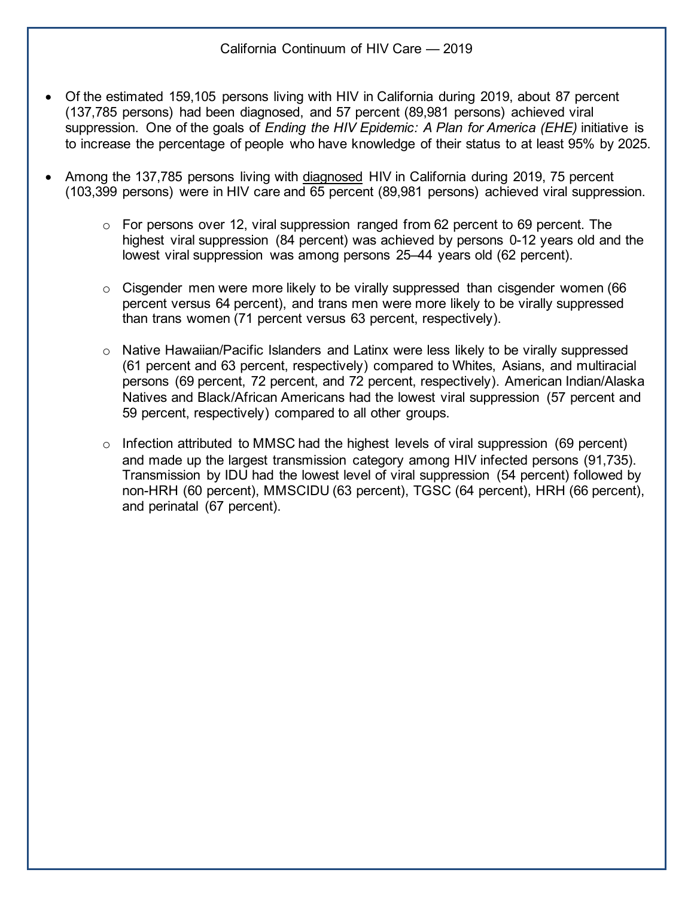California Continuum of HIV Care — 2019

- Of the estimated 159,105 persons living with HIV in California during 2019, about 87 percent (137,785 persons) had been diagnosed, and 57 percent (89,981 persons) achieved viral suppression. One of the goals of *Ending the HIV Epidemic: A Plan for America (EHE)* initiative is to increase the percentage of people who have knowledge of their status to at least 95% by 2025.

- Among the 137,785 persons living with <u>diagnosed</u> HIV in California during 2019, 75 percent (103,399 persons) were in HIV care and 65 percent (89,981 persons) achieved viral suppression.

  - For persons over 12, viral suppression ranged from 62 percent to 69 percent. The highest viral suppression (84 percent) was achieved by persons 0-12 years old and the lowest viral suppression was among persons 25–44 years old (62 percent).

  - Cisgender men were more likely to be virally suppressed than cisgender women (66 percent versus 64 percent), and trans men were more likely to be virally suppressed than trans women (71 percent versus 63 percent, respectively).

  - Native Hawaiian/Pacific Islanders and Latinx were less likely to be virally suppressed (61 percent and 63 percent, respectively) compared to Whites, Asians, and multiracial persons (69 percent, 72 percent, and 72 percent, respectively). American Indian/Alaska Natives and Black/African Americans had the lowest viral suppression (57 percent and 59 percent, respectively) compared to all other groups.

  - Infection attributed to MMSC had the highest levels of viral suppression (69 percent) and made up the largest transmission category among HIV infected persons (91,735). Transmission by IDU had the lowest level of viral suppression (54 percent) followed by non-HRH (60 percent), MMSCIDU (63 percent), TGSC (64 percent), HRH (66 percent), and perinatal (67 percent).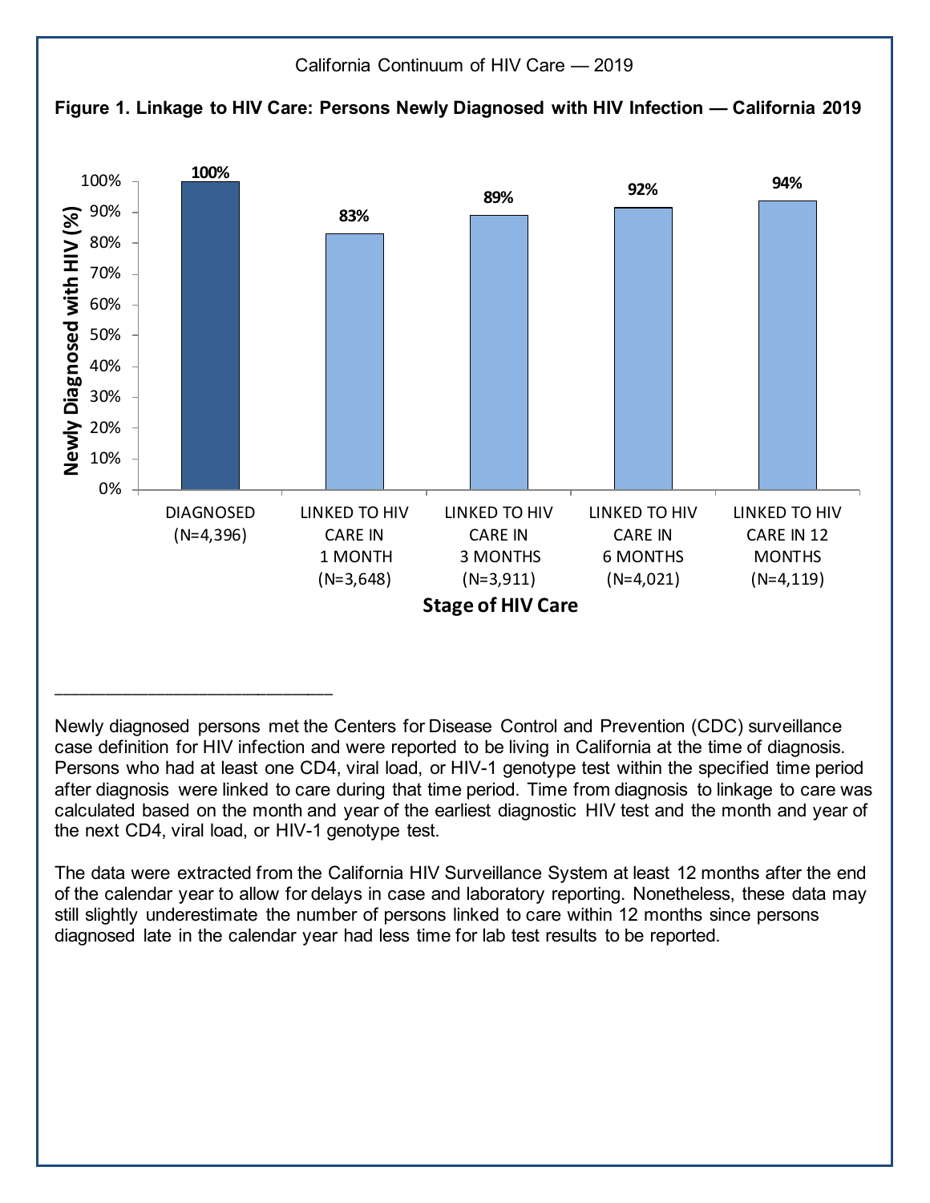California Continuum of HIV Care — 2019

**Figure 1. Linkage to HIV Care: Persons Newly Diagnosed with HIV Infection — California 2019**

| Stage of HIV Care | Newly Diagnosed with HIV (%) |
|---|---|
| DIAGNOSED (N=4,396) | 100% |
| LINKED TO HIV CARE IN 1 MONTH (N=3,648) | 83% |
| LINKED TO HIV CARE IN 3 MONTHS (N=3,911) | 89% |
| LINKED TO HIV CARE IN 6 MONTHS (N=4,021) | 92% |
| LINKED TO HIV CARE IN 12 MONTHS (N=4,119) | 94% |

---

Newly diagnosed persons met the Centers for Disease Control and Prevention (CDC) surveillance case definition for HIV infection and were reported to be living in California at the time of diagnosis. Persons who had at least one CD4, viral load, or HIV-1 genotype test within the specified time period after diagnosis were linked to care during that time period. Time from diagnosis to linkage to care was calculated based on the month and year of the earliest diagnostic HIV test and the month and year of the next CD4, viral load, or HIV-1 genotype test.

The data were extracted from the California HIV Surveillance System at least 12 months after the end of the calendar year to allow for delays in case and laboratory reporting. Nonetheless, these data may still slightly underestimate the number of persons linked to care within 12 months since persons diagnosed late in the calendar year had less time for lab test results to be reported.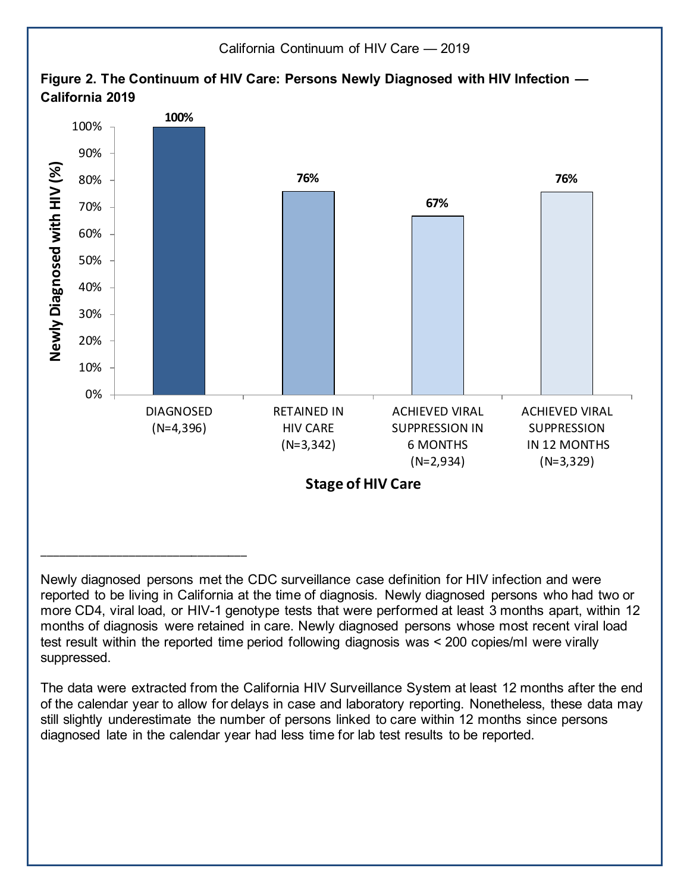**Figure 2. The Continuum of HIV Care: Persons Newly Diagnosed with HIV Infection — California 2019**

| Stage of HIV Care | Newly Diagnosed with HIV (%) |
| --- | --- |
| DIAGNOSED (N=4,396) | 100% |
| RETAINED IN HIV CARE (N=3,342) | 76% |
| ACHIEVED VIRAL SUPPRESSION IN 6 MONTHS (N=2,934) | 67% |
| ACHIEVED VIRAL SUPPRESSION IN 12 MONTHS (N=3,329) | 76% |

---

Newly diagnosed persons met the CDC surveillance case definition for HIV infection and were reported to be living in California at the time of diagnosis. Newly diagnosed persons who had two or more CD4, viral load, or HIV-1 genotype tests that were performed at least 3 months apart, within 12 months of diagnosis were retained in care. Newly diagnosed persons whose most recent viral load test result within the reported time period following diagnosis was < 200 copies/ml were virally suppressed.

The data were extracted from the California HIV Surveillance System at least 12 months after the end of the calendar year to allow for delays in case and laboratory reporting. Nonetheless, these data may still slightly underestimate the number of persons linked to care within 12 months since persons diagnosed late in the calendar year had less time for lab test results to be reported.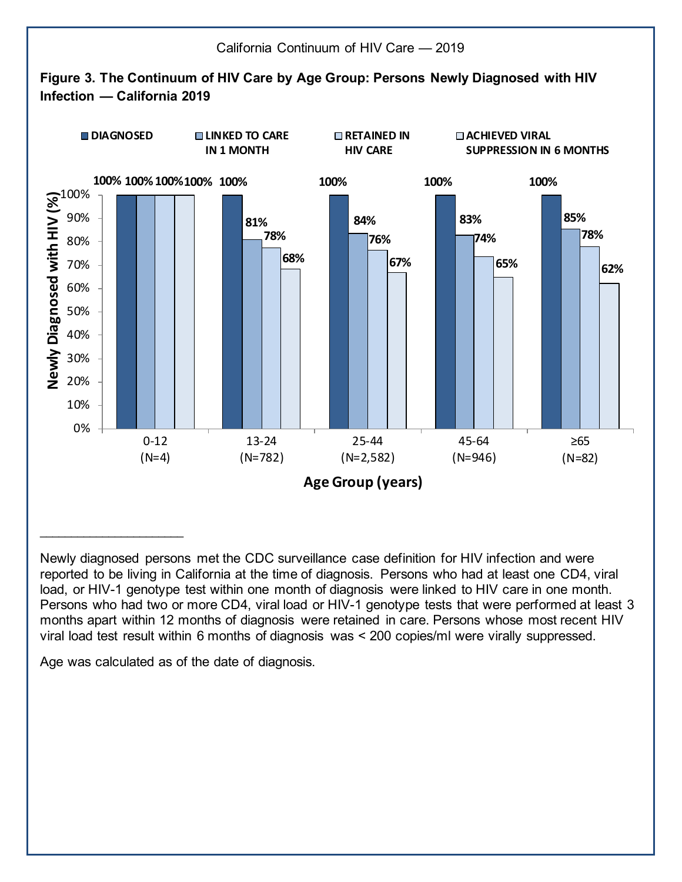California Continuum of HIV Care — 2019

**Figure 3. The Continuum of HIV Care by Age Group: Persons Newly Diagnosed with HIV Infection — California 2019**

| Age Group (years) | Diagnosed | Linked to Care in 1 Month | Retained in HIV Care | Achieved Viral Suppression in 6 Months |
|---|---|---|---|---|
| 0-12 (N=4) | 100% | 100% | 100% | 100% |
| 13-24 (N=782) | 100% | 81% | 78% | 68% |
| 25-44 (N=2,582) | 100% | 84% | 76% | 67% |
| 45-64 (N=946) | 100% | 83% | 74% | 65% |
| ≥65 (N=82) | 100% | 85% | 78% | 62% |

---

Newly diagnosed persons met the CDC surveillance case definition for HIV infection and were reported to be living in California at the time of diagnosis. Persons who had at least one CD4, viral load, or HIV-1 genotype test within one month of diagnosis were linked to HIV care in one month. Persons who had two or more CD4, viral load or HIV-1 genotype tests that were performed at least 3 months apart within 12 months of diagnosis were retained in care. Persons whose most recent HIV viral load test result within 6 months of diagnosis was < 200 copies/ml were virally suppressed.

Age was calculated as of the date of diagnosis.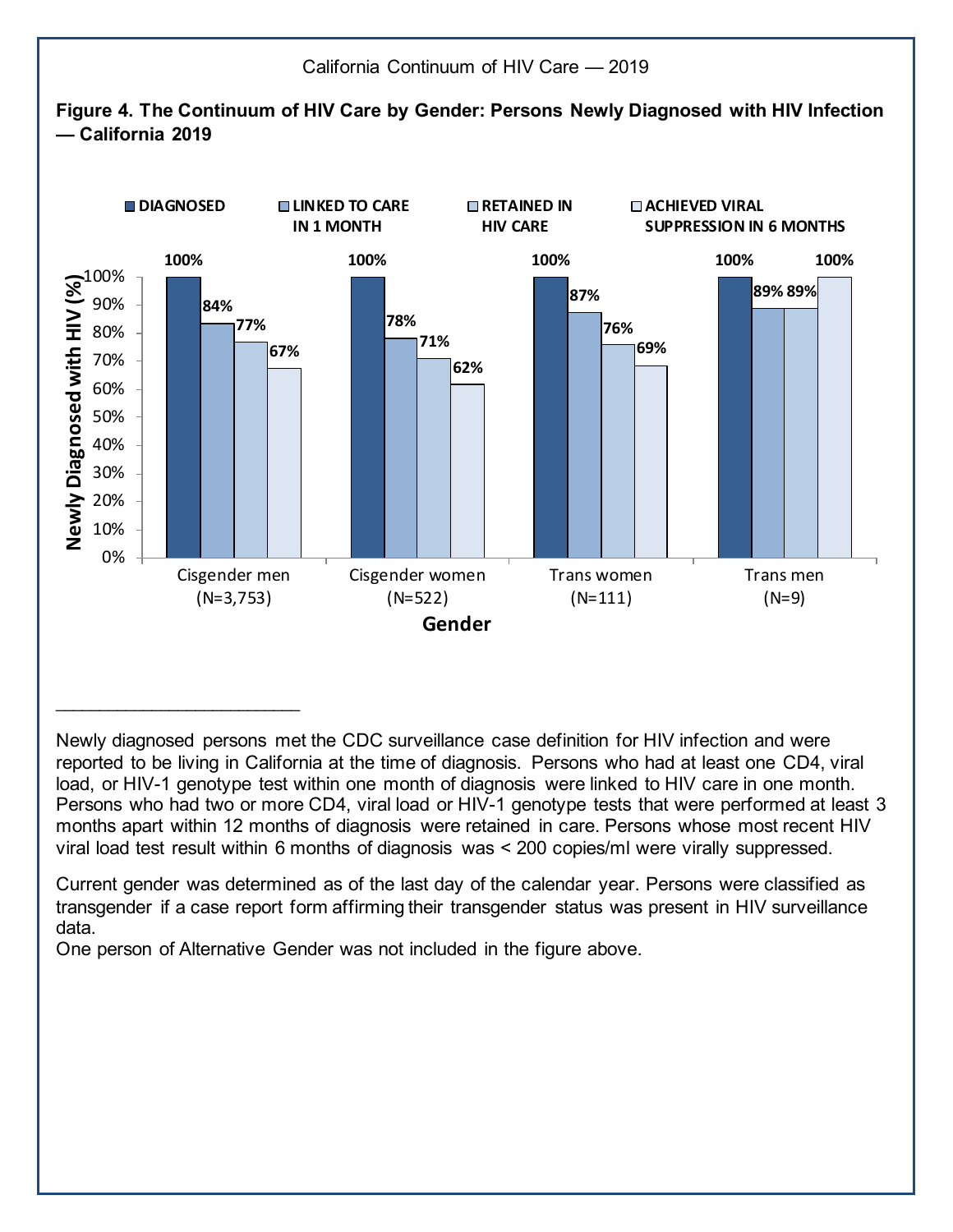California Continuum of HIV Care — 2019

**Figure 4. The Continuum of HIV Care by Gender: Persons Newly Diagnosed with HIV Infection — California 2019**

| Gender | Diagnosed | Linked to Care in 1 Month | Retained in HIV Care | Achieved Viral Suppression in 6 Months |
|---|---|---|---|---|
| Cisgender men (N=3,753) | 100% | 84% | 77% | 67% |
| Cisgender women (N=522) | 100% | 78% | 71% | 62% |
| Trans women (N=111) | 100% | 87% | 76% | 69% |
| Trans men (N=9) | 100% | 89% | 89% | 100% |

Newly diagnosed persons met the CDC surveillance case definition for HIV infection and were reported to be living in California at the time of diagnosis. Persons who had at least one CD4, viral load, or HIV-1 genotype test within one month of diagnosis were linked to HIV care in one month. Persons who had two or more CD4, viral load or HIV-1 genotype tests that were performed at least 3 months apart within 12 months of diagnosis were retained in care. Persons whose most recent HIV viral load test result within 6 months of diagnosis was < 200 copies/ml were virally suppressed.

Current gender was determined as of the last day of the calendar year. Persons were classified as transgender if a case report form affirming their transgender status was present in HIV surveillance data.

One person of Alternative Gender was not included in the figure above.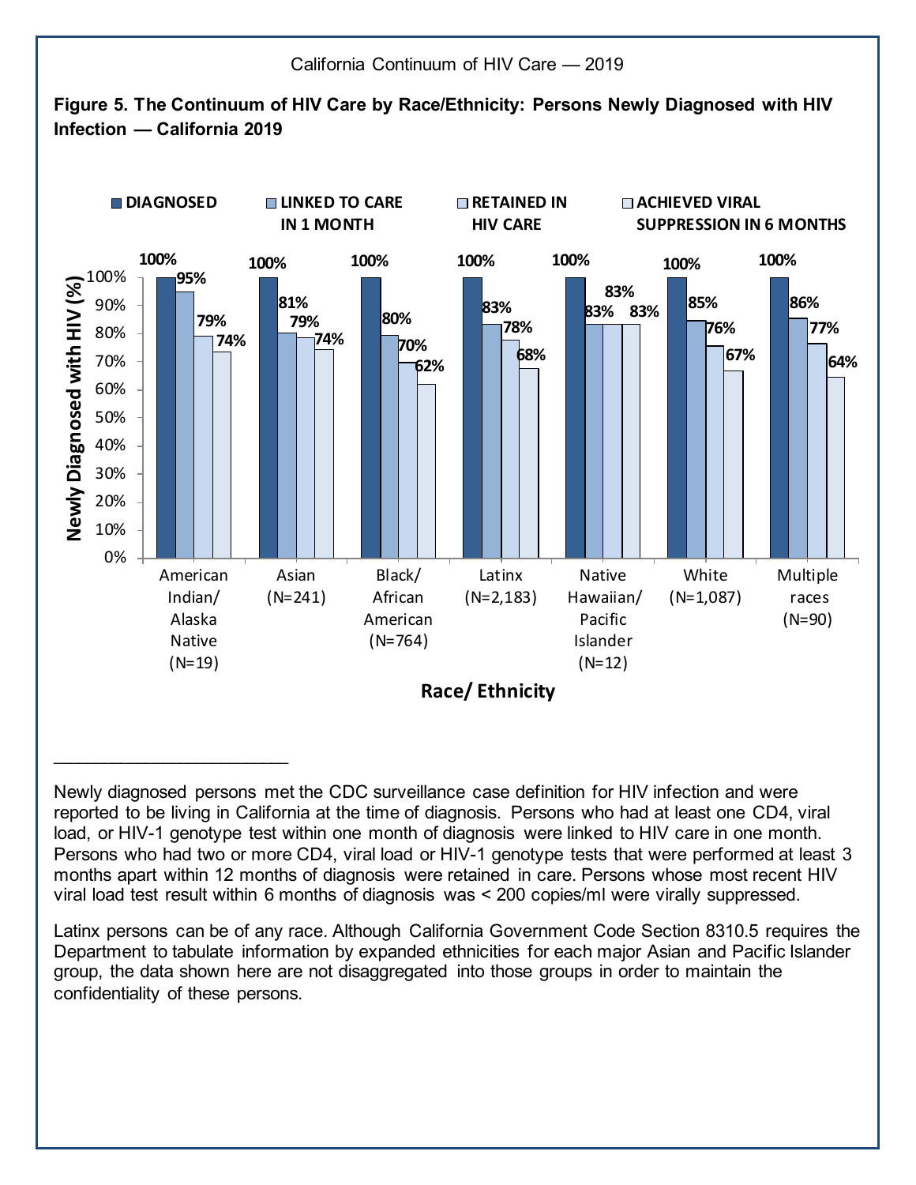California Continuum of HIV Care — 2019

**Figure 5. The Continuum of HIV Care by Race/Ethnicity: Persons Newly Diagnosed with HIV Infection — California 2019**

| Race/Ethnicity | DIAGNOSED | LINKED TO CARE IN 1 MONTH | RETAINED IN HIV CARE | ACHIEVED VIRAL SUPPRESSION IN 6 MONTHS |
|---|---|---|---|---|
| American Indian/ Alaska Native (N=19) | 100% | 95% | 79% | 74% |
| Asian (N=241) | 100% | 81% | 79% | 74% |
| Black/ African American (N=764) | 100% | 80% | 70% | 62% |
| Latinx (N=2,183) | 100% | 83% | 78% | 68% |
| Native Hawaiian/ Pacific Islander (N=12) | 100% | 83% | 83% | 83% |
| White (N=1,087) | 100% | 85% | 76% | 67% |
| Multiple races (N=90) | 100% | 86% | 77% | 64% |

Newly diagnosed persons met the CDC surveillance case definition for HIV infection and were reported to be living in California at the time of diagnosis. Persons who had at least one CD4, viral load, or HIV-1 genotype test within one month of diagnosis were linked to HIV care in one month. Persons who had two or more CD4, viral load or HIV-1 genotype tests that were performed at least 3 months apart within 12 months of diagnosis were retained in care. Persons whose most recent HIV viral load test result within 6 months of diagnosis was < 200 copies/ml were virally suppressed.

Latinx persons can be of any race. Although California Government Code Section 8310.5 requires the Department to tabulate information by expanded ethnicities for each major Asian and Pacific Islander group, the data shown here are not disaggregated into those groups in order to maintain the confidentiality of these persons.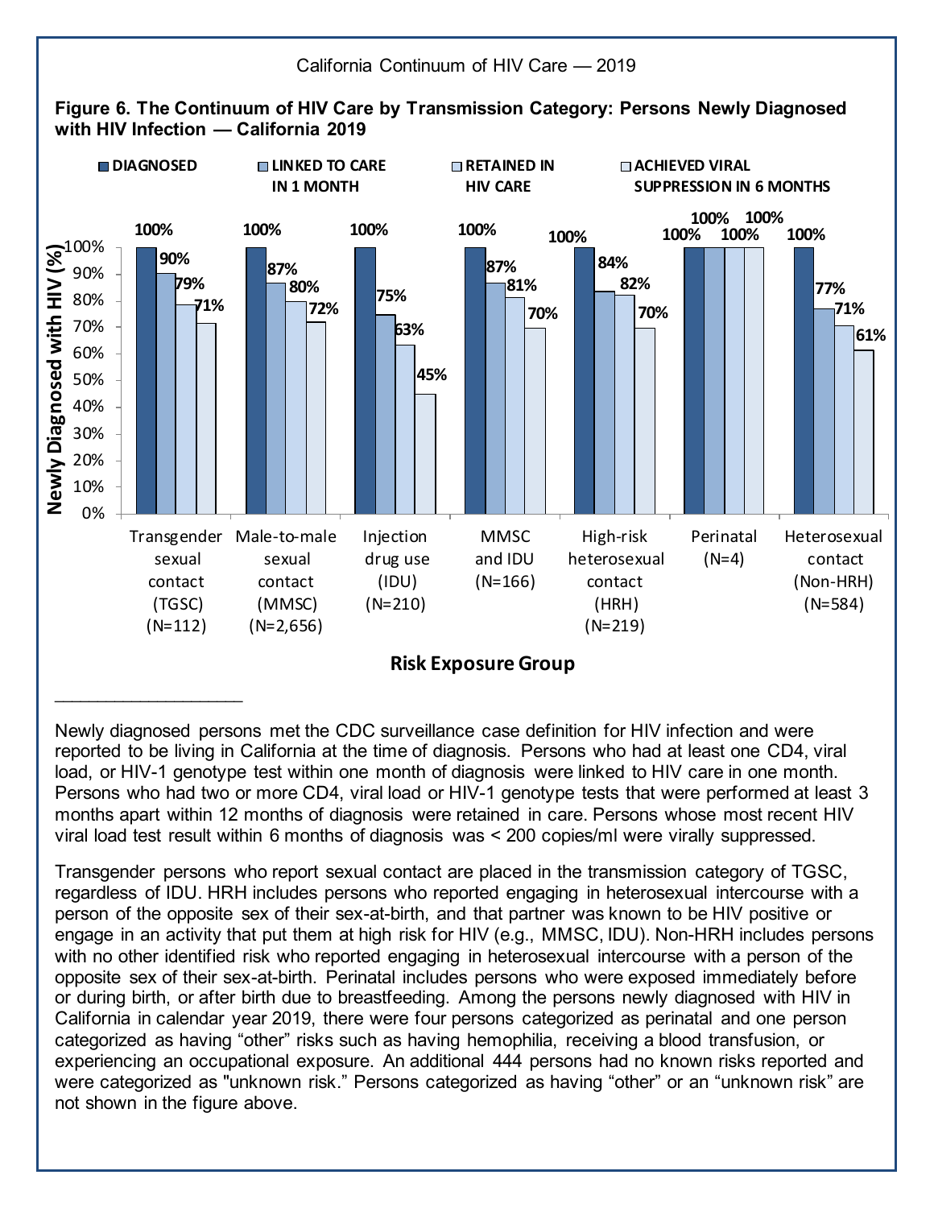California Continuum of HIV Care — 2019

**Figure 6. The Continuum of HIV Care by Transmission Category: Persons Newly Diagnosed with HIV Infection — California 2019**

| Risk Exposure Group | Diagnosed | Linked to Care in 1 Month | Retained in HIV Care | Achieved Viral Suppression in 6 Months |
|---|---|---|---|---|
| Transgender sexual contact (TGSC) (N=112) | 100% | 90% | 79% | 71% |
| Male-to-male sexual contact (MMSC) (N=2,656) | 100% | 87% | 80% | 72% |
| Injection drug use (IDU) (N=210) | 100% | 75% | 63% | 45% |
| MMSC and IDU (N=166) | 100% | 87% | 81% | 70% |
| High-risk heterosexual contact (HRH) (N=219) | 100% | 84% | 82% | 70% |
| Perinatal (N=4) | 100% | 100% | 100% | 100% |
| Heterosexual contact (Non-HRH) (N=584) | 100% | 77% | 71% | 61% |

Newly diagnosed persons met the CDC surveillance case definition for HIV infection and were reported to be living in California at the time of diagnosis. Persons who had at least one CD4, viral load, or HIV-1 genotype test within one month of diagnosis were linked to HIV care in one month. Persons who had two or more CD4, viral load or HIV-1 genotype tests that were performed at least 3 months apart within 12 months of diagnosis were retained in care. Persons whose most recent HIV viral load test result within 6 months of diagnosis was < 200 copies/ml were virally suppressed.

Transgender persons who report sexual contact are placed in the transmission category of TGSC, regardless of IDU. HRH includes persons who reported engaging in heterosexual intercourse with a person of the opposite sex of their sex-at-birth, and that partner was known to be HIV positive or engage in an activity that put them at high risk for HIV (e.g., MMSC, IDU). Non-HRH includes persons with no other identified risk who reported engaging in heterosexual intercourse with a person of the opposite sex of their sex-at-birth. Perinatal includes persons who were exposed immediately before or during birth, or after birth due to breastfeeding. Among the persons newly diagnosed with HIV in California in calendar year 2019, there were four persons categorized as perinatal and one person categorized as having "other" risks such as having hemophilia, receiving a blood transfusion, or experiencing an occupational exposure. An additional 444 persons had no known risks reported and were categorized as "unknown risk." Persons categorized as having "other" or an "unknown risk" are not shown in the figure above.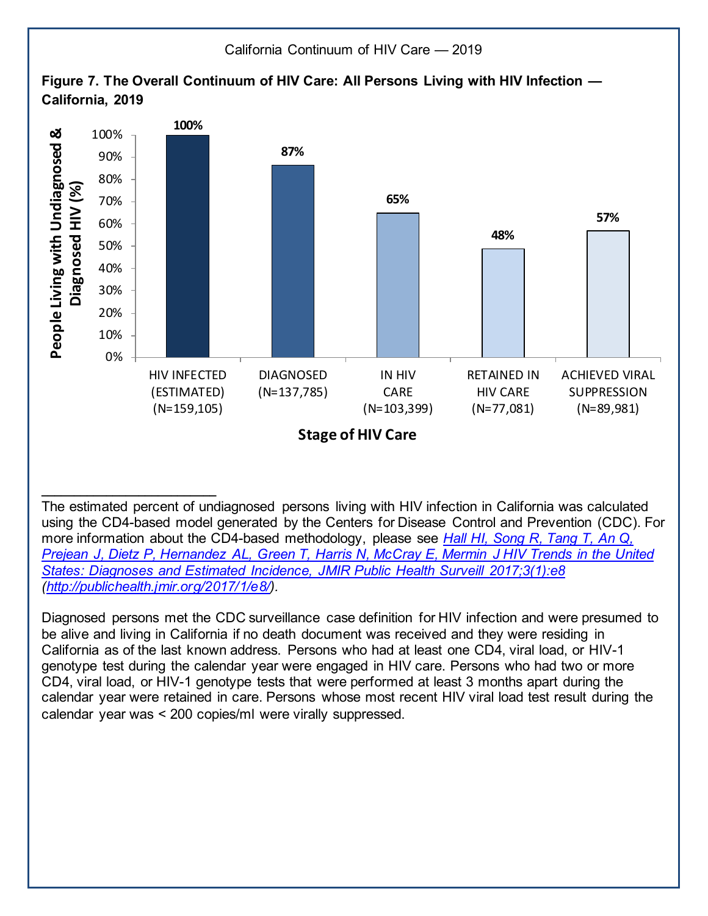California Continuum of HIV Care — 2019

**Figure 7. The Overall Continuum of HIV Care: All Persons Living with HIV Infection — California, 2019**

| Stage of HIV Care | People Living with Undiagnosed & Diagnosed HIV (%) |
|---|---|
| HIV INFECTED (ESTIMATED) (N=159,105) | 100% |
| DIAGNOSED (N=137,785) | 87% |
| IN HIV CARE (N=103,399) | 65% |
| RETAINED IN HIV CARE (N=77,081) | 48% |
| ACHIEVED VIRAL SUPPRESSION (N=89,981) | 57% |

---

The estimated percent of undiagnosed persons living with HIV infection in California was calculated using the CD4-based model generated by the Centers for Disease Control and Prevention (CDC). For more information about the CD4-based methodology, please see *[Hall HI, Song R, Tang T, An Q, Prejean J, Dietz P, Hernandez AL, Green T, Harris N, McCray E, Mermin J HIV Trends in the United States: Diagnoses and Estimated Incidence, JMIR Public Health Surveill 2017;3(1):e8](http://publichealth.jmir.org/2017/1/e8/) ([http://publichealth.jmir.org/2017/1/e8/](http://publichealth.jmir.org/2017/1/e8/)).*

Diagnosed persons met the CDC surveillance case definition for HIV infection and were presumed to be alive and living in California if no death document was received and they were residing in California as of the last known address. Persons who had at least one CD4, viral load, or HIV-1 genotype test during the calendar year were engaged in HIV care. Persons who had two or more CD4, viral load, or HIV-1 genotype tests that were performed at least 3 months apart during the calendar year were retained in care. Persons whose most recent HIV viral load test result during the calendar year was < 200 copies/ml were virally suppressed.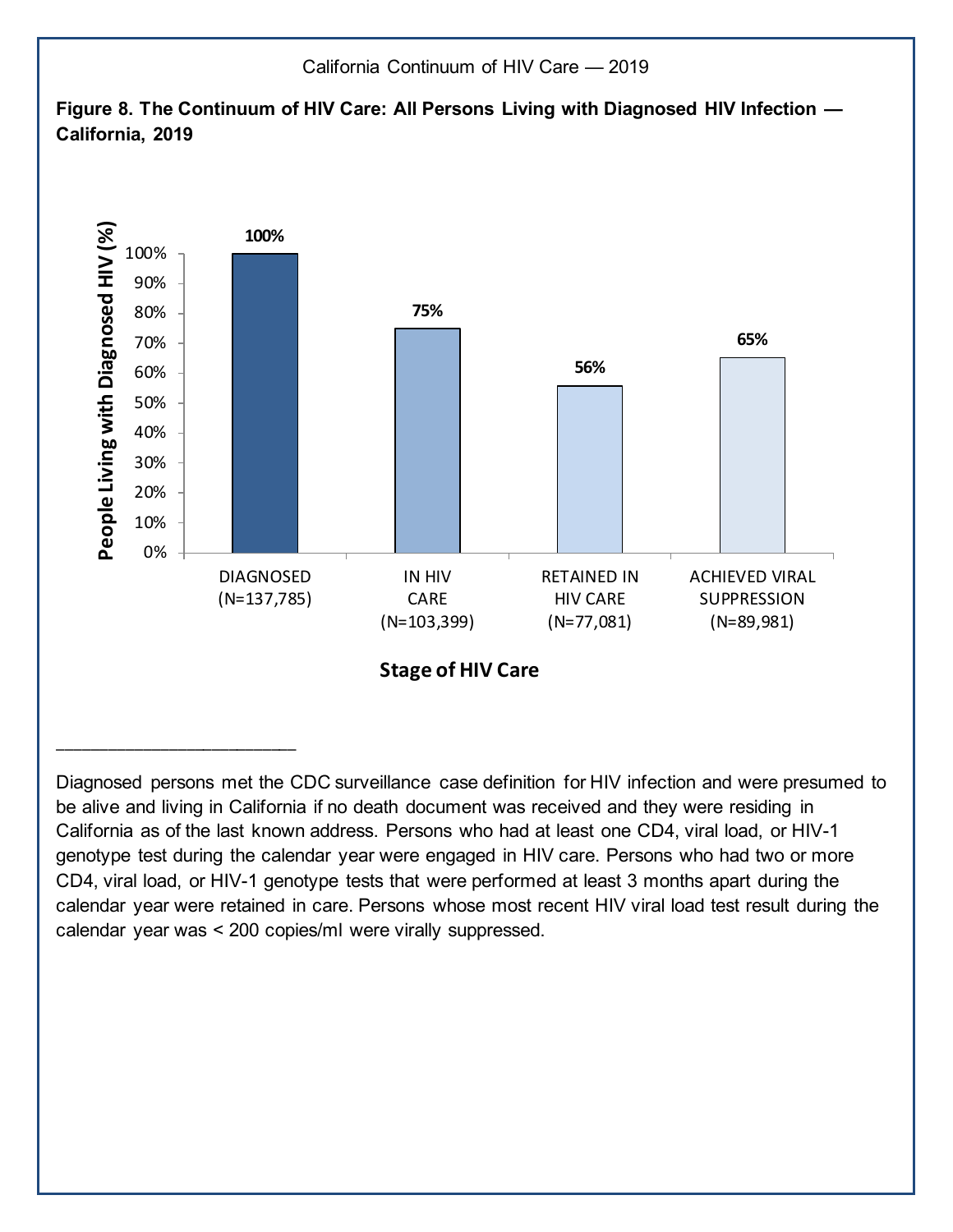**Figure 8. The Continuum of HIV Care: All Persons Living with Diagnosed HIV Infection — California, 2019**

| Stage of HIV Care | People Living with Diagnosed HIV (%) |
|---|---|
| DIAGNOSED (N=137,785) | 100% |
| IN HIV CARE (N=103,399) | 75% |
| RETAINED IN HIV CARE (N=77,081) | 56% |
| ACHIEVED VIRAL SUPPRESSION (N=89,981) | 65% |

---

Diagnosed persons met the CDC surveillance case definition for HIV infection and were presumed to be alive and living in California if no death document was received and they were residing in California as of the last known address. Persons who had at least one CD4, viral load, or HIV-1 genotype test during the calendar year were engaged in HIV care. Persons who had two or more CD4, viral load, or HIV-1 genotype tests that were performed at least 3 months apart during the calendar year were retained in care. Persons whose most recent HIV viral load test result during the calendar year was < 200 copies/ml were virally suppressed.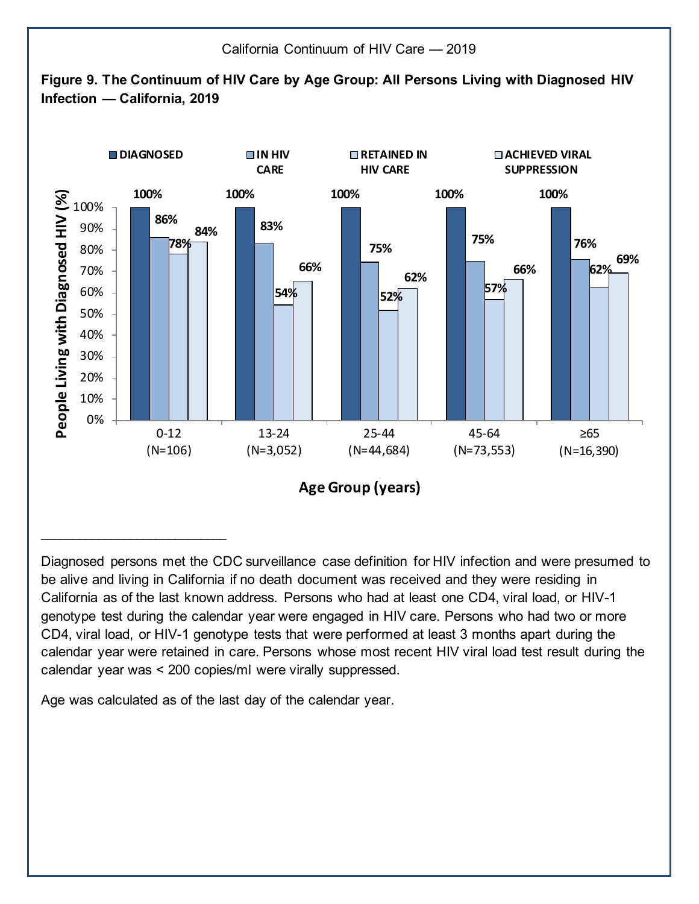**Figure 9. The Continuum of HIV Care by Age Group: All Persons Living with Diagnosed HIV Infection — California, 2019**

| Age Group (years) | DIAGNOSED | IN HIV CARE | RETAINED IN HIV CARE | ACHIEVED VIRAL SUPPRESSION |
|---|---|---|---|---|
| 0-12 (N=106) | 100% | 86% | 78% | 84% |
| 13-24 (N=3,052) | 100% | 83% | 54% | 66% |
| 25-44 (N=44,684) | 100% | 75% | 52% | 62% |
| 45-64 (N=73,553) | 100% | 75% | 57% | 66% |
| ≥65 (N=16,390) | 100% | 76% | 62% | 69% |

---

Diagnosed persons met the CDC surveillance case definition for HIV infection and were presumed to be alive and living in California if no death document was received and they were residing in California as of the last known address. Persons who had at least one CD4, viral load, or HIV-1 genotype test during the calendar year were engaged in HIV care. Persons who had two or more CD4, viral load, or HIV-1 genotype tests that were performed at least 3 months apart during the calendar year were retained in care. Persons whose most recent HIV viral load test result during the calendar year was < 200 copies/ml were virally suppressed.

Age was calculated as of the last day of the calendar year.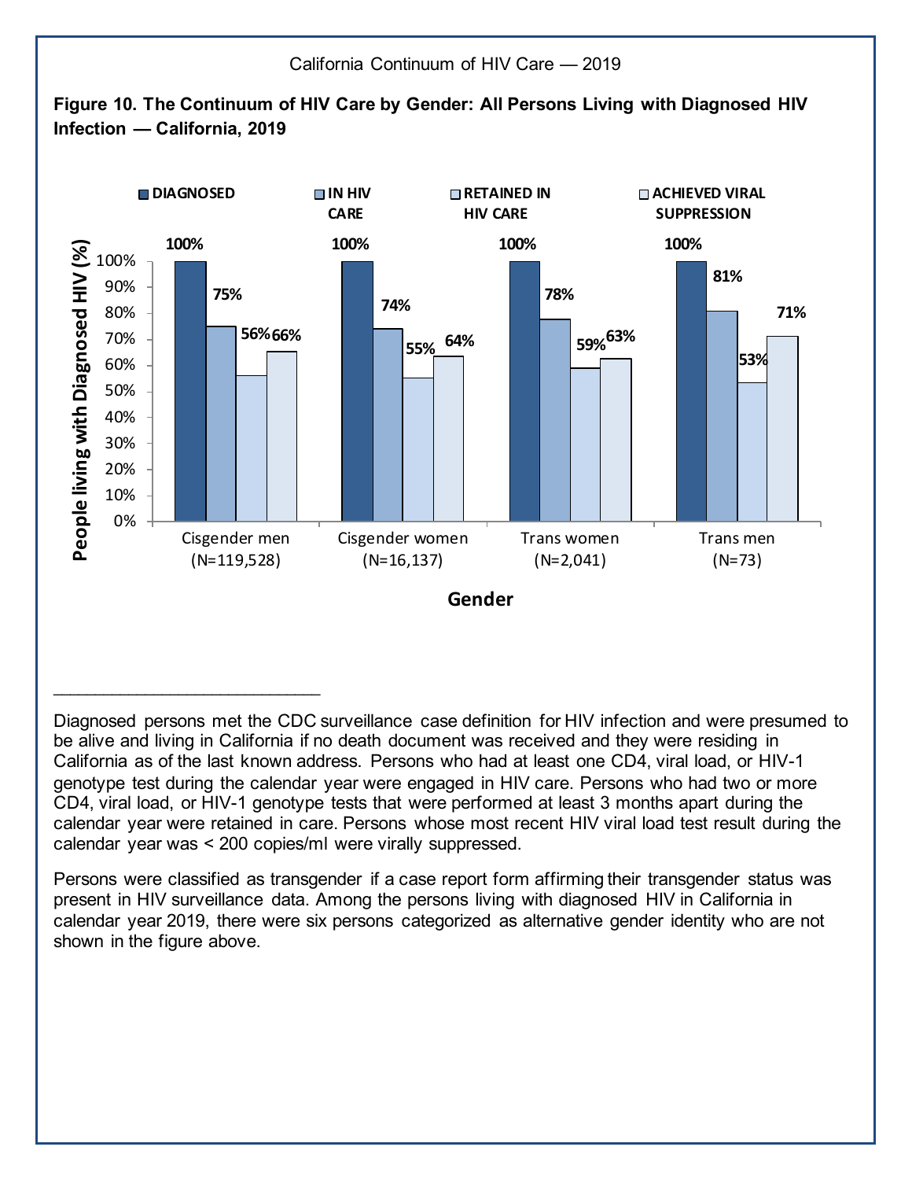**Figure 10. The Continuum of HIV Care by Gender: All Persons Living with Diagnosed HIV Infection — California, 2019**

| Gender | DIAGNOSED | IN HIV CARE | RETAINED IN HIV CARE | ACHIEVED VIRAL SUPPRESSION |
|---|---|---|---|---|
| Cisgender men (N=119,528) | 100% | 75% | 56% | 66% |
| Cisgender women (N=16,137) | 100% | 74% | 55% | 64% |
| Trans women (N=2,041) | 100% | 78% | 59% | 63% |
| Trans men (N=73) | 100% | 81% | 53% | 71% |

Diagnosed persons met the CDC surveillance case definition for HIV infection and were presumed to be alive and living in California if no death document was received and they were residing in California as of the last known address. Persons who had at least one CD4, viral load, or HIV-1 genotype test during the calendar year were engaged in HIV care. Persons who had two or more CD4, viral load, or HIV-1 genotype tests that were performed at least 3 months apart during the calendar year were retained in care. Persons whose most recent HIV viral load test result during the calendar year was < 200 copies/ml were virally suppressed.

Persons were classified as transgender if a case report form affirming their transgender status was present in HIV surveillance data. Among the persons living with diagnosed HIV in California in calendar year 2019, there were six persons categorized as alternative gender identity who are not shown in the figure above.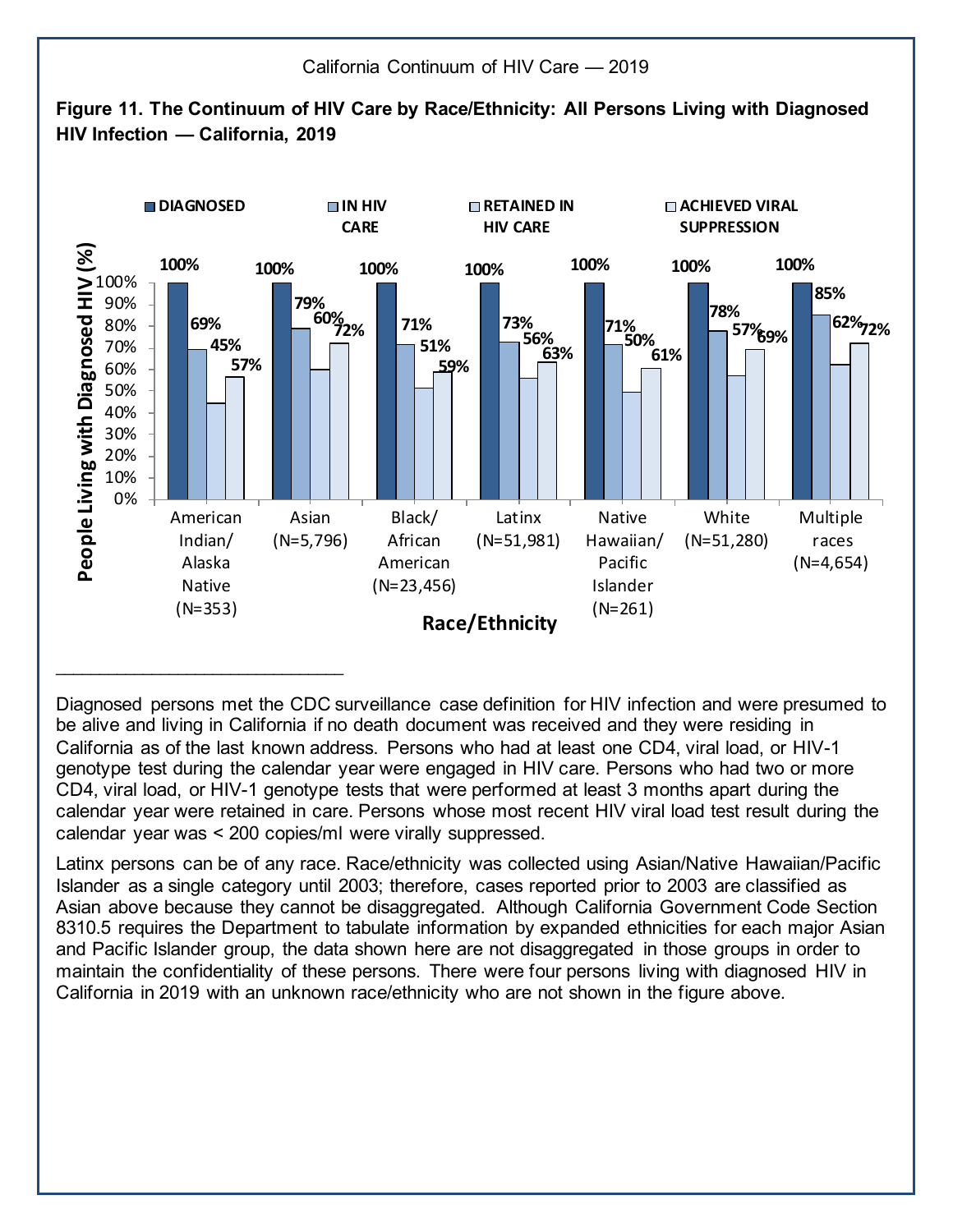**Figure 11. The Continuum of HIV Care by Race/Ethnicity: All Persons Living with Diagnosed HIV Infection — California, 2019**

| Race/Ethnicity | DIAGNOSED | IN HIV CARE | RETAINED IN HIV CARE | ACHIEVED VIRAL SUPPRESSION |
|---|---|---|---|---|
| American Indian/ Alaska Native (N=353) | 100% | 69% | 45% | 57% |
| Asian (N=5,796) | 100% | 79% | 60% | 72% |
| Black/ African American (N=23,456) | 100% | 71% | 51% | 59% |
| Latinx (N=51,981) | 100% | 73% | 56% | 63% |
| Native Hawaiian/ Pacific Islander (N=261) | 100% | 71% | 50% | 61% |
| White (N=51,280) | 100% | 78% | 57% | 69% |
| Multiple races (N=4,654) | 100% | 85% | 62% | 72% |

Y-axis: People Living with Diagnosed HIV (%)
X-axis: Race/Ethnicity

---

Diagnosed persons met the CDC surveillance case definition for HIV infection and were presumed to be alive and living in California if no death document was received and they were residing in California as of the last known address. Persons who had at least one CD4, viral load, or HIV-1 genotype test during the calendar year were engaged in HIV care. Persons who had two or more CD4, viral load, or HIV-1 genotype tests that were performed at least 3 months apart during the calendar year were retained in care. Persons whose most recent HIV viral load test result during the calendar year was < 200 copies/ml were virally suppressed.

Latinx persons can be of any race. Race/ethnicity was collected using Asian/Native Hawaiian/Pacific Islander as a single category until 2003; therefore, cases reported prior to 2003 are classified as Asian above because they cannot be disaggregated. Although California Government Code Section 8310.5 requires the Department to tabulate information by expanded ethnicities for each major Asian and Pacific Islander group, the data shown here are not disaggregated in those groups in order to maintain the confidentiality of these persons. There were four persons living with diagnosed HIV in California in 2019 with an unknown race/ethnicity who are not shown in the figure above.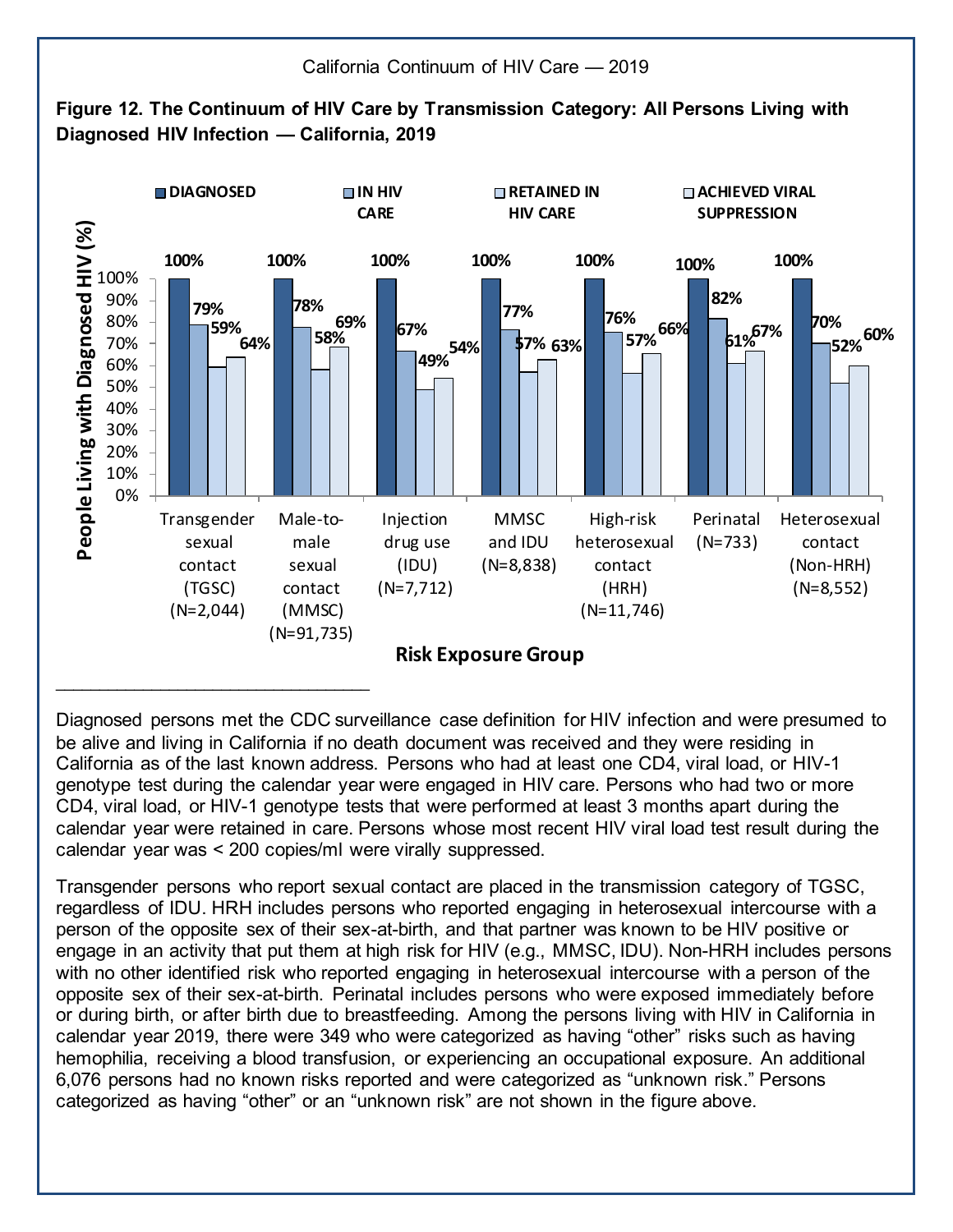California Continuum of HIV Care — 2019

**Figure 12. The Continuum of HIV Care by Transmission Category: All Persons Living with Diagnosed HIV Infection — California, 2019**

DIAGNOSED
IN HIV CARE
RETAINED IN HIV CARE
ACHIEVED VIRAL SUPPRESSION

People Living with Diagnosed HIV (%)

100%
90%
80%
70%
60%
50%
40%
30%
20%
10%
0%

Transgender sexual contact (TGSC) (N=2,044): 100% 79% 59% 64%

Male-to-male sexual contact (MMSC) (N=91,735): 100% 78% 58% 69%

Injection drug use (IDU) (N=7,712): 100% 67% 49% 54%

MMSC and IDU (N=8,838): 100% 77% 57% 63%

High-risk heterosexual contact (HRH) (N=11,746): 100% 76% 57% 66%

Perinatal (N=733): 100% 82% 61% 67%

Heterosexual contact (Non-HRH) (N=8,552): 100% 70% 52% 60%

Risk Exposure Group

---

Diagnosed persons met the CDC surveillance case definition for HIV infection and were presumed to be alive and living in California if no death document was received and they were residing in California as of the last known address. Persons who had at least one CD4, viral load, or HIV-1 genotype test during the calendar year were engaged in HIV care. Persons who had two or more CD4, viral load, or HIV-1 genotype tests that were performed at least 3 months apart during the calendar year were retained in care. Persons whose most recent HIV viral load test result during the calendar year was < 200 copies/ml were virally suppressed.

Transgender persons who report sexual contact are placed in the transmission category of TGSC, regardless of IDU. HRH includes persons who reported engaging in heterosexual intercourse with a person of the opposite sex of their sex-at-birth, and that partner was known to be HIV positive or engage in an activity that put them at high risk for HIV (e.g., MMSC, IDU). Non-HRH includes persons with no other identified risk who reported engaging in heterosexual intercourse with a person of the opposite sex of their sex-at-birth. Perinatal includes persons who were exposed immediately before or during birth, or after birth due to breastfeeding. Among the persons living with HIV in California in calendar year 2019, there were 349 who were categorized as having "other" risks such as having hemophilia, receiving a blood transfusion, or experiencing an occupational exposure. An additional 6,076 persons had no known risks reported and were categorized as "unknown risk." Persons categorized as having "other" or an "unknown risk" are not shown in the figure above.